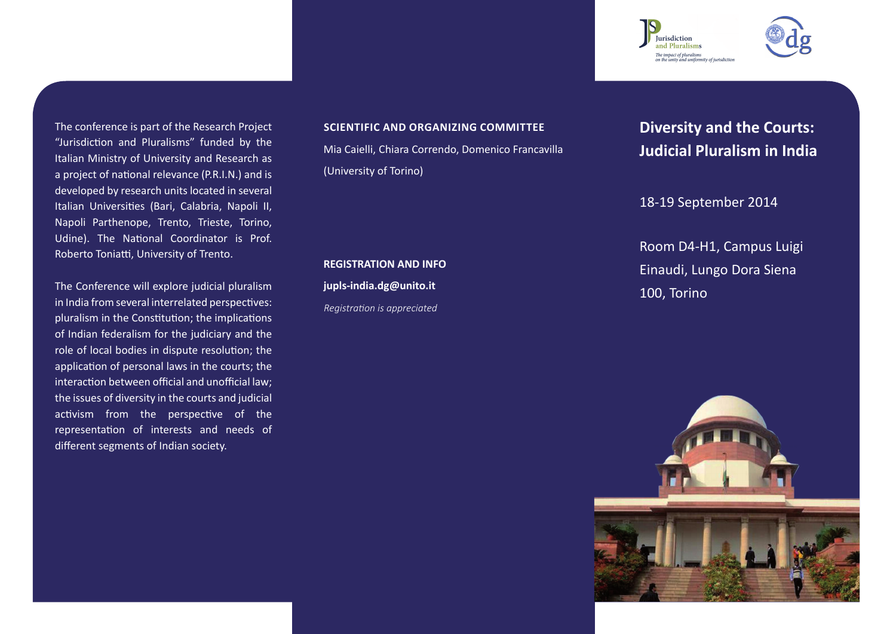The conference is part of the Research Project "Jurisdiction and Pluralisms" funded by the Italian Ministry of University and Research as a project of national relevance (P.R.I.N.) and is developed by research units located in several Italian Universities (Bari, Calabria, Napoli II, Napoli Parthenope, Trento, Trieste, Torino, Udine). The National Coordinator is Prof. Roberto Toniatti, University of Trento.

The Conference will explore judicial pluralism in India from several interrelated perspectives: pluralism in the Constitution; the implications of Indian federalism for the judiciary and the role of local bodies in dispute resolution; the application of personal laws in the courts; the interaction between official and unofficial law; the issues of diversity in the courts and judicial activism from the perspective of the representation of interests and needs of different segments of Indian society.

**SCIENTIFIC AND ORGANIZING COMMITTEE**

Mia Caielli, Chiara Correndo, Domenico Francavilla (University of Torino)

**REGISTRATION AND INFO**

**jupls-india.dg@unito.it**

*Registration is appreciated*

Jurisdiction and Pluralisms

*The impact of pluralisms on the unity and uniformity of jurisdiction*

dg

# Diversity and the Courts: Judicial Pluralism in India

18-19 September 2014

Room D4-H1, Campus Luigi Einaudi, Lungo Dora Siena 100, Torino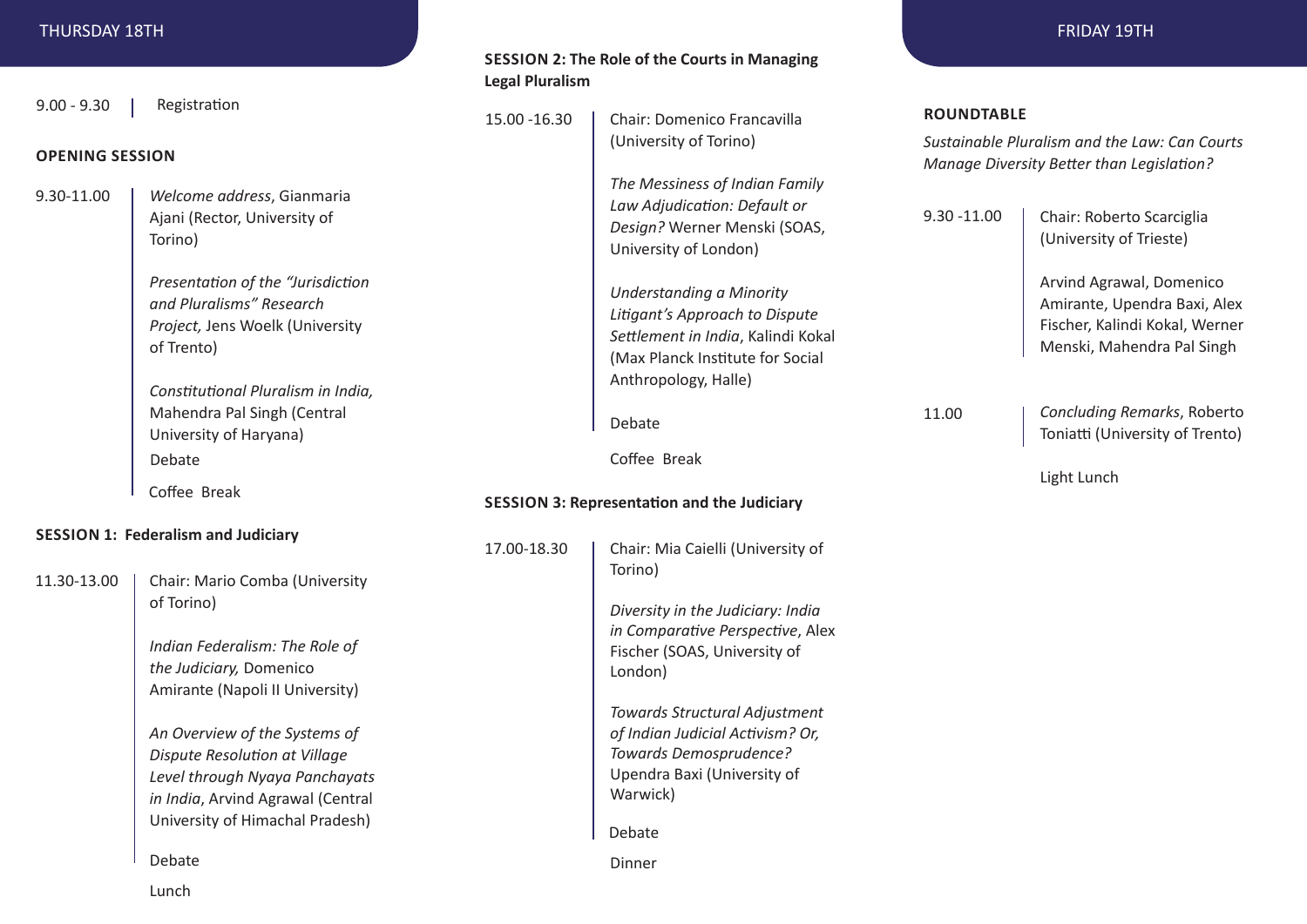## THURSDAY 18TH

9.00 - 9.30 | Registration

### OPENING SESSION

9.30-11.00

*Welcome address*, Gianmaria Ajani (Rector, University of Torino)

*Presentation of the "Jurisdiction and Pluralisms" Research Project,* Jens Woelk (University of Trento)

*Constitutional Pluralism in India,* Mahendra Pal Singh (Central University of Haryana)

Debate

Coffee Break

### SESSION 1: Federalism and Judiciary

11.30-13.00

Chair: Mario Comba (University of Torino)

*Indian Federalism: The Role of the Judiciary,* Domenico Amirante (Napoli II University)

*An Overview of the Systems of Dispute Resolution at Village Level through Nyaya Panchayats in India*, Arvind Agrawal (Central University of Himachal Pradesh)

Debate

Lunch

### SESSION 2: The Role of the Courts in Managing Legal Pluralism

15.00 -16.30

Chair: Domenico Francavilla (University of Torino)

*The Messiness of Indian Family Law Adjudication: Default or Design?* Werner Menski (SOAS, University of London)

*Understanding a Minority Litigant's Approach to Dispute Settlement in India*, Kalindi Kokal (Max Planck Institute for Social Anthropology, Halle)

Debate

Coffee Break

### SESSION 3: Representation and the Judiciary

17.00-18.30

Chair: Mia Caielli (University of Torino)

*Diversity in the Judiciary: India in Comparative Perspective*, Alex Fischer (SOAS, University of London)

*Towards Structural Adjustment of Indian Judicial Activism? Or, Towards Demosprudence?* Upendra Baxi (University of Warwick)

Debate

Dinner

## FRIDAY 19TH

### ROUNDTABLE

*Sustainable Pluralism and the Law: Can Courts Manage Diversity Better than Legislation?*

9.30 -11.00

Chair: Roberto Scarciglia (University of Trieste)

Arvind Agrawal, Domenico Amirante, Upendra Baxi, Alex Fischer, Kalindi Kokal, Werner Menski, Mahendra Pal Singh

11.00

*Concluding Remarks*, Roberto Toniatti (University of Trento)

Light Lunch